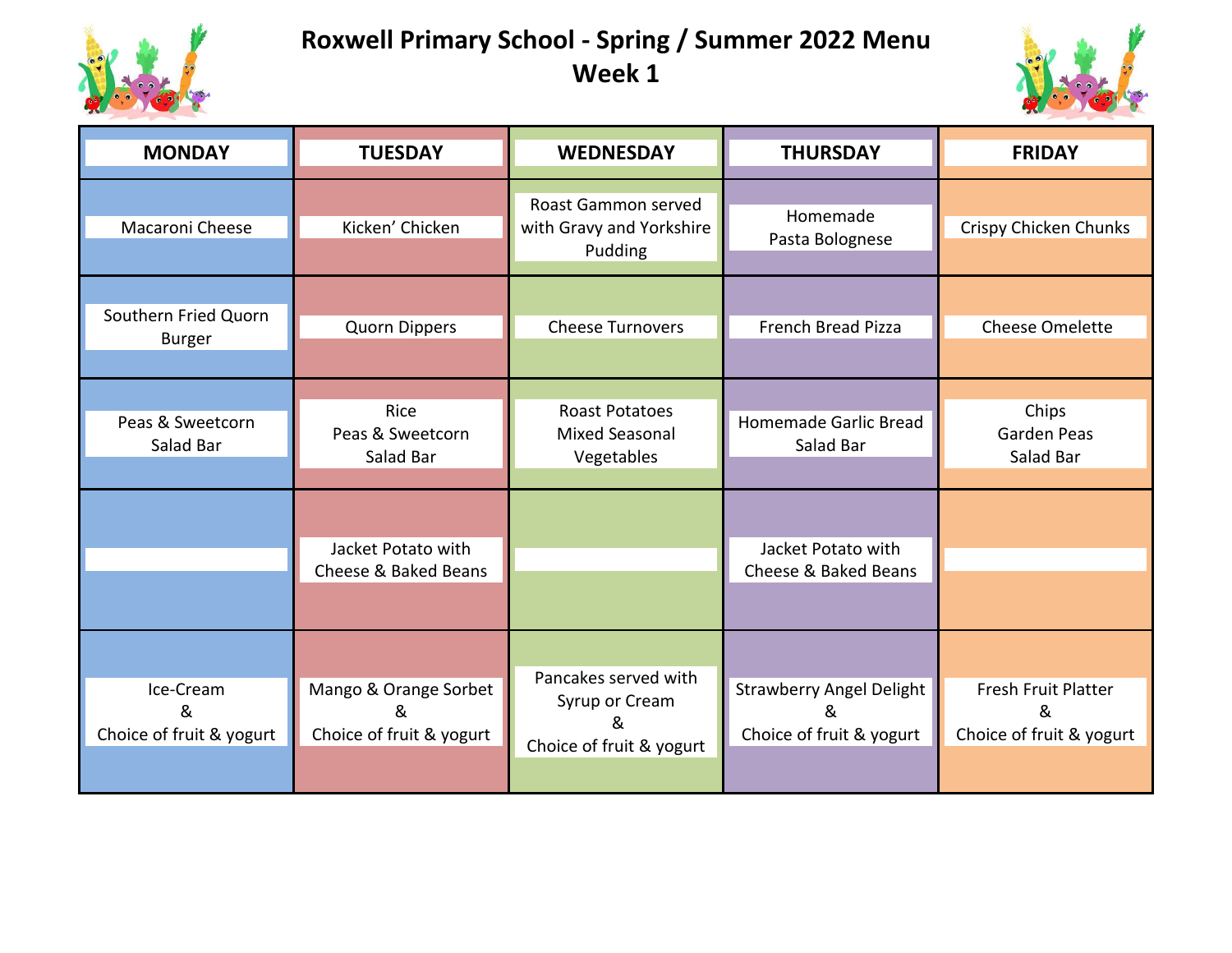# Roxwell Primary School - Spring / Summer 2022 Menu
## Week 1

| MONDAY | TUESDAY | WEDNESDAY | THURSDAY | FRIDAY |
|---|---|---|---|---|
| Macaroni Cheese | Kicken' Chicken | Roast Gammon served with Gravy and Yorkshire Pudding | Homemade Pasta Bolognese | Crispy Chicken Chunks |
| Southern Fried Quorn Burger | Quorn Dippers | Cheese Turnovers | French Bread Pizza | Cheese Omelette |
| Peas & Sweetcorn<br>Salad Bar | Rice<br>Peas & Sweetcorn<br>Salad Bar | Roast Potatoes<br>Mixed Seasonal Vegetables | Homemade Garlic Bread<br>Salad Bar | Chips<br>Garden Peas<br>Salad Bar |
| | Jacket Potato with Cheese & Baked Beans | | Jacket Potato with Cheese & Baked Beans | |
| Ice-Cream<br>&<br>Choice of fruit & yogurt | Mango & Orange Sorbet<br>&<br>Choice of fruit & yogurt | Pancakes served with Syrup or Cream<br>&<br>Choice of fruit & yogurt | Strawberry Angel Delight<br>&<br>Choice of fruit & yogurt | Fresh Fruit Platter<br>&<br>Choice of fruit & yogurt |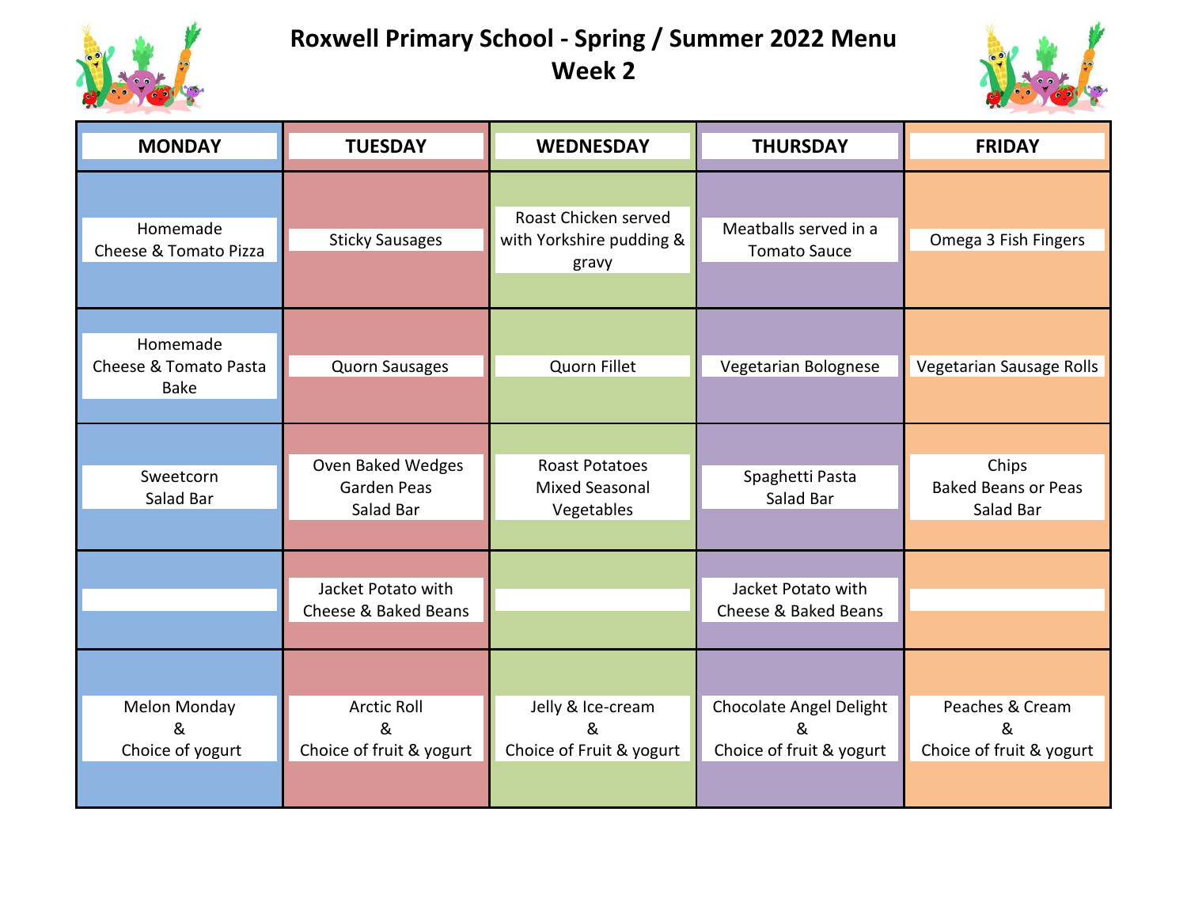# Roxwell Primary School - Spring / Summer 2022 Menu

## Week 2

| MONDAY | TUESDAY | WEDNESDAY | THURSDAY | FRIDAY |
|---|---|---|---|---|
| Homemade Cheese & Tomato Pizza | Sticky Sausages | Roast Chicken served with Yorkshire pudding & gravy | Meatballs served in a Tomato Sauce | Omega 3 Fish Fingers |
| Homemade Cheese & Tomato Pasta Bake | Quorn Sausages | Quorn Fillet | Vegetarian Bolognese | Vegetarian Sausage Rolls |
| Sweetcorn<br>Salad Bar | Oven Baked Wedges<br>Garden Peas<br>Salad Bar | Roast Potatoes<br>Mixed Seasonal Vegetables | Spaghetti Pasta<br>Salad Bar | Chips<br>Baked Beans or Peas<br>Salad Bar |
| | Jacket Potato with Cheese & Baked Beans | | Jacket Potato with Cheese & Baked Beans | |
| Melon Monday<br>&<br>Choice of yogurt | Arctic Roll<br>&<br>Choice of fruit & yogurt | Jelly & Ice-cream<br>&<br>Choice of Fruit & yogurt | Chocolate Angel Delight<br>&<br>Choice of fruit & yogurt | Peaches & Cream<br>&<br>Choice of fruit & yogurt |